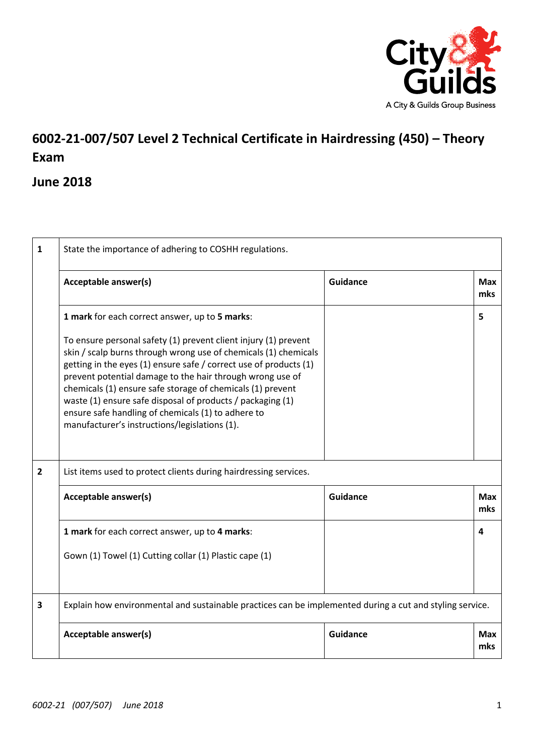# 6002-21-007/507 Level 2 Technical Certificate in Hairdressing (450) – Theory Exam

## June 2018

| | | | |
|---|---|---|---|
| **1** | State the importance of adhering to COSHH regulations. | | |
| | **Acceptable answer(s)** | **Guidance** | **Max mks** |
| | **1 mark** for each correct answer, up to **5 marks**:<br><br>To ensure personal safety (1) prevent client injury (1) prevent skin / scalp burns through wrong use of chemicals (1) chemicals getting in the eyes (1) ensure safe / correct use of products (1) prevent potential damage to the hair through wrong use of chemicals (1) ensure safe storage of chemicals (1) prevent waste (1) ensure safe disposal of products / packaging (1) ensure safe handling of chemicals (1) to adhere to manufacturer's instructions/legislations (1). | | 5 |
| **2** | List items used to protect clients during hairdressing services. | | |
| | **Acceptable answer(s)** | **Guidance** | **Max mks** |
| | **1 mark** for each correct answer, up to **4 marks**:<br><br>Gown (1) Towel (1) Cutting collar (1) Plastic cape (1) | | 4 |
| **3** | Explain how environmental and sustainable practices can be implemented during a cut and styling service. | | |
| | **Acceptable answer(s)** | **Guidance** | **Max mks** |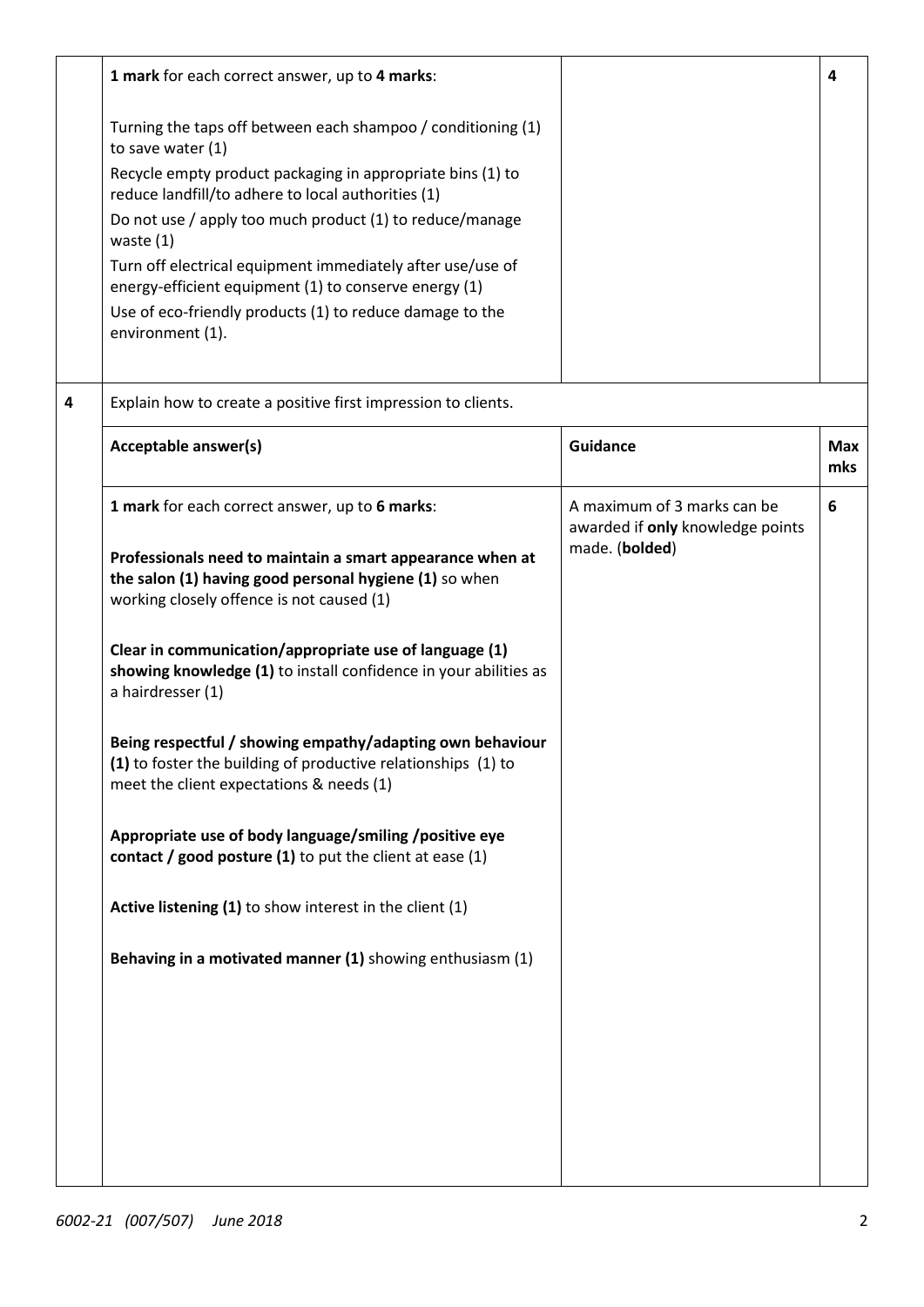| | Acceptable answer(s) | Guidance | Max mks |
|---|---|---|---|
| | **1 mark** for each correct answer, up to **4 marks**:<br><br>Turning the taps off between each shampoo / conditioning (1) to save water (1)<br>Recycle empty product packaging in appropriate bins (1) to reduce landfill/to adhere to local authorities (1)<br>Do not use / apply too much product (1) to reduce/manage waste (1)<br>Turn off electrical equipment immediately after use/use of energy-efficient equipment (1) to conserve energy (1)<br>Use of eco-friendly products (1) to reduce damage to the environment (1). | | 4 |
| **4** | Explain how to create a positive first impression to clients. | | |
| | **Acceptable answer(s)** | **Guidance** | **Max mks** |
| | **1 mark** for each correct answer, up to **6 marks**:<br><br>**Professionals need to maintain a smart appearance when at the salon (1) having good personal hygiene (1)** so when working closely offence is not caused (1)<br><br>**Clear in communication/appropriate use of language (1) showing knowledge (1)** to install confidence in your abilities as a hairdresser (1)<br><br>**Being respectful / showing empathy/adapting own behaviour (1)** to foster the building of productive relationships (1) to meet the client expectations & needs (1)<br><br>**Appropriate use of body language/smiling /positive eye contact / good posture (1)** to put the client at ease (1)<br><br>**Active listening (1)** to show interest in the client (1)<br><br>**Behaving in a motivated manner (1)** showing enthusiasm (1) | A maximum of 3 marks can be awarded if **only** knowledge points made. (**bolded**) | 6 |

*6002-21 (007/507) June 2018*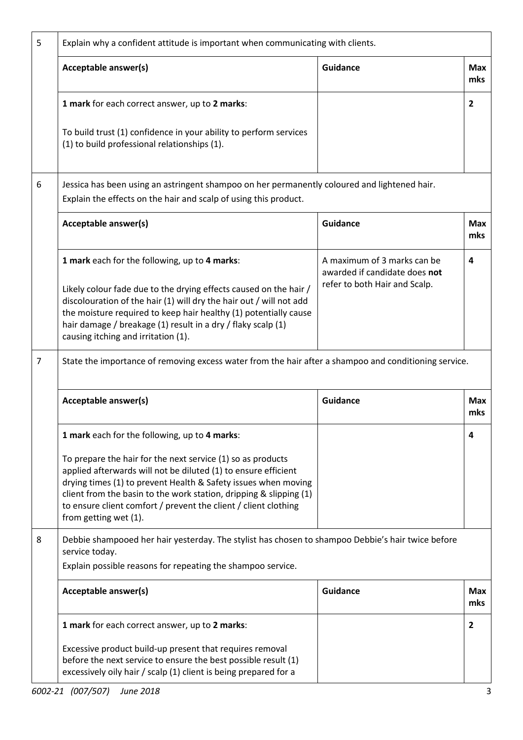| | | | |
|---|---|---|---|
| 5 | Explain why a confident attitude is important when communicating with clients. | | |
| | **Acceptable answer(s)** | **Guidance** | **Max mks** |
| | **1 mark** for each correct answer, up to **2 marks**:<br><br>To build trust (1) confidence in your ability to perform services (1) to build professional relationships (1). | | **2** |
| 6 | Jessica has been using an astringent shampoo on her permanently coloured and lightened hair.<br>Explain the effects on the hair and scalp of using this product. | | |
| | **Acceptable answer(s)** | **Guidance** | **Max mks** |
| | **1 mark** each for the following, up to **4 marks**:<br><br>Likely colour fade due to the drying effects caused on the hair / discolouration of the hair (1) will dry the hair out / will not add the moisture required to keep hair healthy (1) potentially cause hair damage / breakage (1) result in a dry / flaky scalp (1) causing itching and irritation (1). | A maximum of 3 marks can be awarded if candidate does **not** refer to both Hair and Scalp. | **4** |
| 7 | State the importance of removing excess water from the hair after a shampoo and conditioning service. | | |
| | **Acceptable answer(s)** | **Guidance** | **Max mks** |
| | **1 mark** each for the following, up to **4 marks**:<br><br>To prepare the hair for the next service (1) so as products applied afterwards will not be diluted (1) to ensure efficient drying times (1) to prevent Health & Safety issues when moving client from the basin to the work station, dripping & slipping (1) to ensure client comfort / prevent the client / client clothing from getting wet (1). | | **4** |
| 8 | Debbie shampooed her hair yesterday. The stylist has chosen to shampoo Debbie's hair twice before service today.<br>Explain possible reasons for repeating the shampoo service. | | |
| | **Acceptable answer(s)** | **Guidance** | **Max mks** |
| | **1 mark** for each correct answer, up to **2 marks**:<br><br>Excessive product build-up present that requires removal before the next service to ensure the best possible result (1) excessively oily hair / scalp (1) client is being prepared for a | | **2** |

*6002-21 (007/507) June 2018*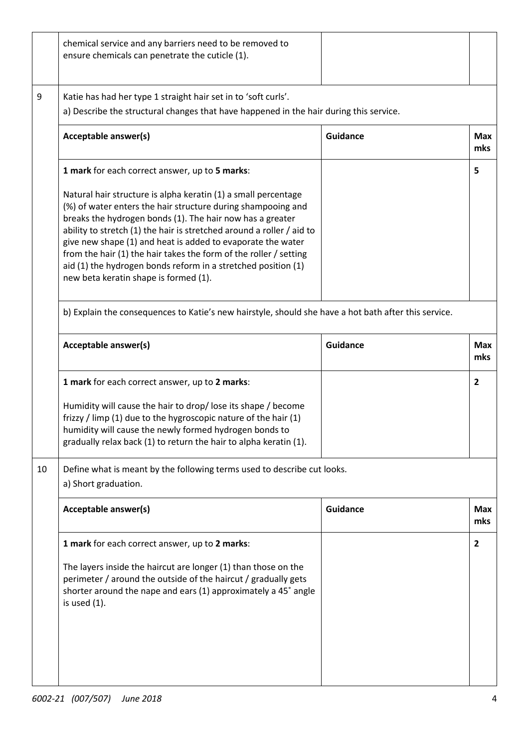| | | | |
|---|---|---|---|
| | chemical service and any barriers need to be removed to ensure chemicals can penetrate the cuticle (1). | | |
| 9 | Katie has had her type 1 straight hair set in to 'soft curls'.<br>a) Describe the structural changes that have happened in the hair during this service. | | |
| | **Acceptable answer(s)** | **Guidance** | **Max mks** |
| | **1 mark** for each correct answer, up to **5 marks**:<br><br>Natural hair structure is alpha keratin (1) a small percentage (%) of water enters the hair structure during shampooing and breaks the hydrogen bonds (1). The hair now has a greater ability to stretch (1) the hair is stretched around a roller / aid to give new shape (1) and heat is added to evaporate the water from the hair (1) the hair takes the form of the roller / setting aid (1) the hydrogen bonds reform in a stretched position (1) new beta keratin shape is formed (1). | | 5 |
| | b) Explain the consequences to Katie's new hairstyle, should she have a hot bath after this service. | | |
| | **Acceptable answer(s)** | **Guidance** | **Max mks** |
| | **1 mark** for each correct answer, up to **2 marks**:<br><br>Humidity will cause the hair to drop/ lose its shape / become frizzy / limp (1) due to the hygroscopic nature of the hair (1) humidity will cause the newly formed hydrogen bonds to gradually relax back (1) to return the hair to alpha keratin (1). | | 2 |
| 10 | Define what is meant by the following terms used to describe cut looks.<br>a) Short graduation. | | |
| | **Acceptable answer(s)** | **Guidance** | **Max mks** |
| | **1 mark** for each correct answer, up to **2 marks**:<br><br>The layers inside the haircut are longer (1) than those on the perimeter / around the outside of the haircut / gradually gets shorter around the nape and ears (1) approximately a 45˚ angle is used (1). | | 2 |

*6002-21 (007/507) June 2018*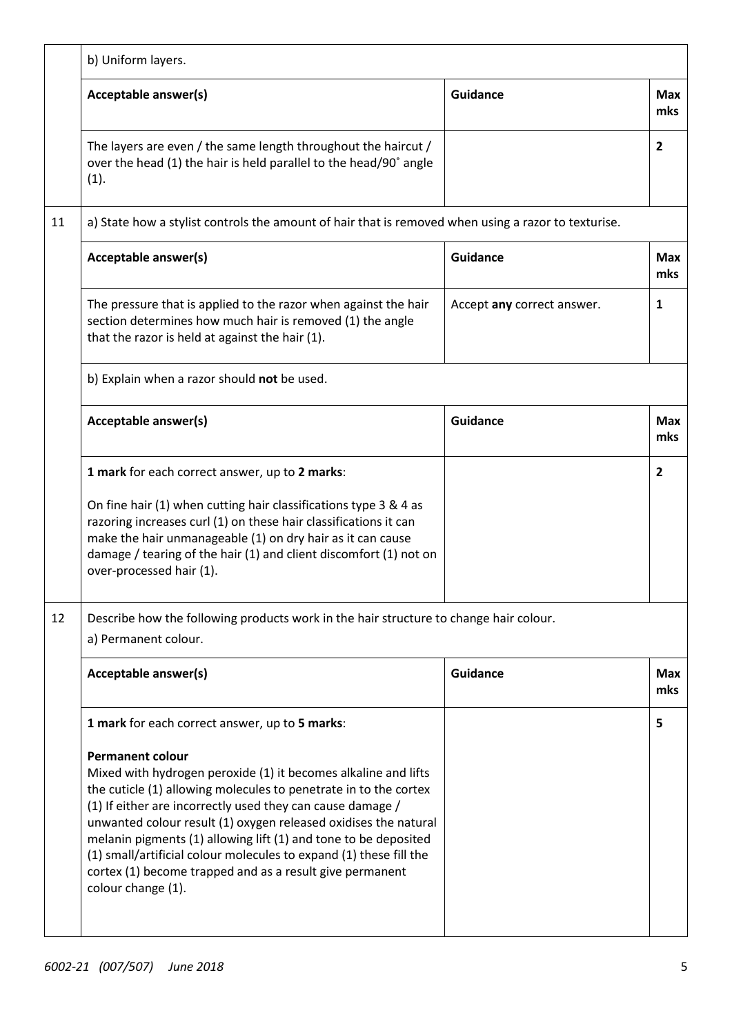| | b) Uniform layers. | | |
|---|---|---|---|
| | **Acceptable answer(s)** | **Guidance** | **Max mks** |
| | The layers are even / the same length throughout the haircut / over the head (1) the hair is held parallel to the head/90˚ angle (1). | | **2** |
| 11 | a) State how a stylist controls the amount of hair that is removed when using a razor to texturise. | | |
| | **Acceptable answer(s)** | **Guidance** | **Max mks** |
| | The pressure that is applied to the razor when against the hair section determines how much hair is removed (1) the angle that the razor is held at against the hair (1). | Accept **any** correct answer. | **1** |
| | b) Explain when a razor should **not** be used. | | |
| | **Acceptable answer(s)** | **Guidance** | **Max mks** |
| | **1 mark** for each correct answer, up to **2 marks**:<br><br>On fine hair (1) when cutting hair classifications type 3 & 4 as razoring increases curl (1) on these hair classifications it can make the hair unmanageable (1) on dry hair as it can cause damage / tearing of the hair (1) and client discomfort (1) not on over-processed hair (1). | | **2** |
| 12 | Describe how the following products work in the hair structure to change hair colour.<br>a) Permanent colour. | | |
| | **Acceptable answer(s)** | **Guidance** | **Max mks** |
| | **1 mark** for each correct answer, up to **5 marks**:<br><br>**Permanent colour**<br>Mixed with hydrogen peroxide (1) it becomes alkaline and lifts the cuticle (1) allowing molecules to penetrate in to the cortex (1) If either are incorrectly used they can cause damage / unwanted colour result (1) oxygen released oxidises the natural melanin pigments (1) allowing lift (1) and tone to be deposited (1) small/artificial colour molecules to expand (1) these fill the cortex (1) become trapped and as a result give permanent colour change (1). | | **5** |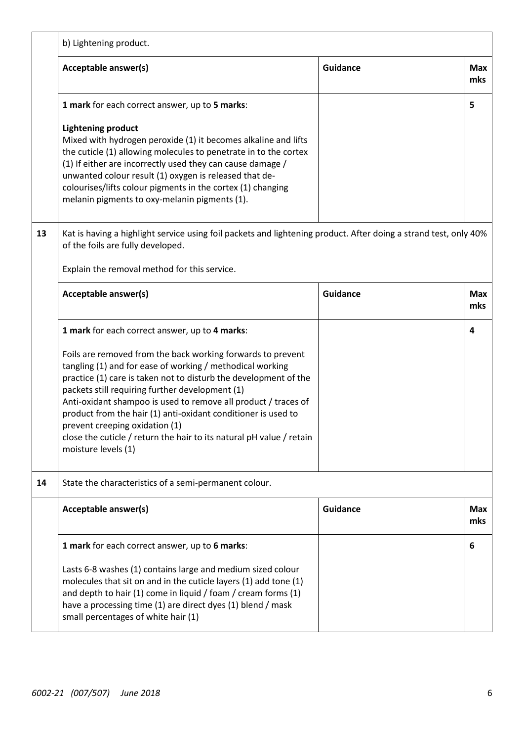| | b) Lightening product. | | |
|---|---|---|---|
| | **Acceptable answer(s)** | **Guidance** | **Max mks** |
| | **1 mark** for each correct answer, up to **5 marks**:<br><br>**Lightening product**<br>Mixed with hydrogen peroxide (1) it becomes alkaline and lifts the cuticle (1) allowing molecules to penetrate in to the cortex (1) If either are incorrectly used they can cause damage / unwanted colour result (1) oxygen is released that de-colourises/lifts colour pigments in the cortex (1) changing melanin pigments to oxy-melanin pigments (1). | | **5** |
| **13** | Kat is having a highlight service using foil packets and lightening product. After doing a strand test, only 40% of the foils are fully developed.<br><br>Explain the removal method for this service. | | |
| | **Acceptable answer(s)** | **Guidance** | **Max mks** |
| | **1 mark** for each correct answer, up to **4 marks**:<br><br>Foils are removed from the back working forwards to prevent tangling (1) and for ease of working / methodical working practice (1) care is taken not to disturb the development of the packets still requiring further development (1)<br>Anti-oxidant shampoo is used to remove all product / traces of product from the hair (1) anti-oxidant conditioner is used to prevent creeping oxidation (1)<br>close the cuticle / return the hair to its natural pH value / retain moisture levels (1) | | **4** |
| **14** | State the characteristics of a semi-permanent colour. | | |
| | **Acceptable answer(s)** | **Guidance** | **Max mks** |
| | **1 mark** for each correct answer, up to **6 marks**:<br><br>Lasts 6-8 washes (1) contains large and medium sized colour molecules that sit on and in the cuticle layers (1) add tone (1) and depth to hair (1) come in liquid / foam / cream forms (1) have a processing time (1) are direct dyes (1) blend / mask small percentages of white hair (1) | | **6** |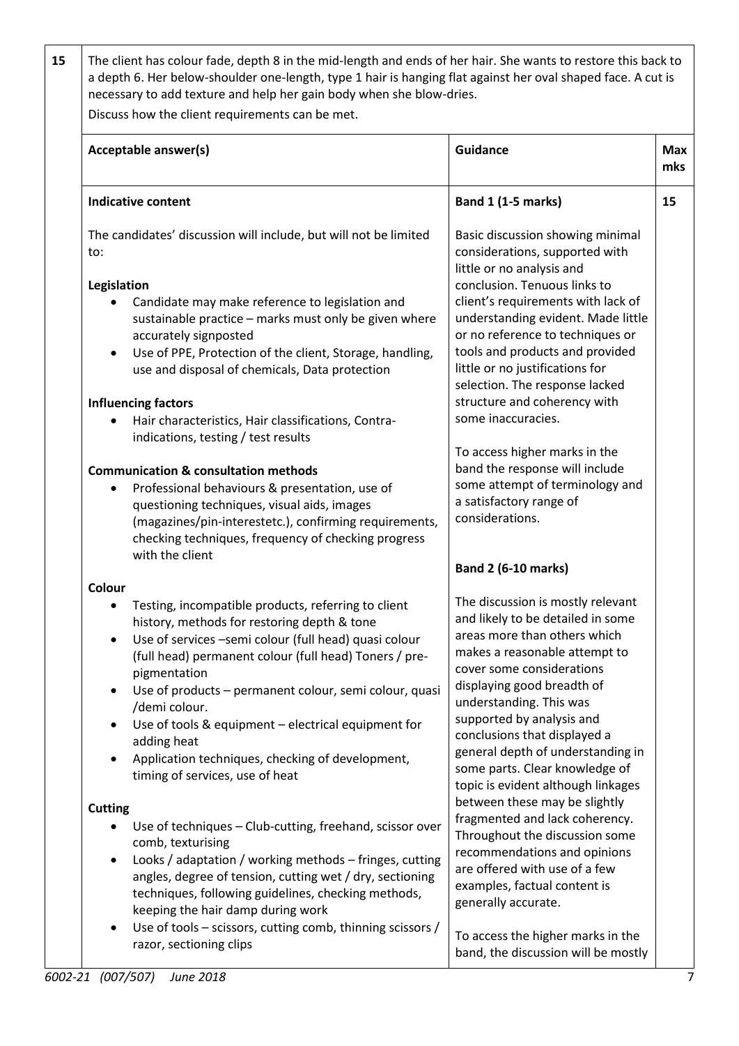| 15 | The client has colour fade, depth 8 in the mid-length and ends of her hair. She wants to restore this back to a depth 6. Her below-shoulder one-length, type 1 hair is hanging flat against her oval shaped face. A cut is necessary to add texture and help her gain body when she blow-dries.<br><br>Discuss how the client requirements can be met. | | |
|---|---|---|---|
| | **Acceptable answer(s)** | **Guidance** | **Max mks** |
| | **Indicative content**<br><br>The candidates' discussion will include, but will not be limited to:<br><br>**Legislation**<br>• Candidate may make reference to legislation and sustainable practice – marks must only be given where accurately signposted<br>• Use of PPE, Protection of the client, Storage, handling, use and disposal of chemicals, Data protection<br><br>**Influencing factors**<br>• Hair characteristics, Hair classifications, Contra-indications, testing / test results<br><br>**Communication & consultation methods**<br>• Professional behaviours & presentation, use of questioning techniques, visual aids, images (magazines/pin-interestetc.), confirming requirements, checking techniques, frequency of checking progress with the client<br><br>**Colour**<br>• Testing, incompatible products, referring to client history, methods for restoring depth & tone<br>• Use of services –semi colour (full head) quasi colour (full head) permanent colour (full head) Toners / pre-pigmentation<br>• Use of products – permanent colour, semi colour, quasi /demi colour.<br>• Use of tools & equipment – electrical equipment for adding heat<br>• Application techniques, checking of development, timing of services, use of heat<br><br>**Cutting**<br>• Use of techniques – Club-cutting, freehand, scissor over comb, texturising<br>• Looks / adaptation / working methods – fringes, cutting angles, degree of tension, cutting wet / dry, sectioning techniques, following guidelines, checking methods, keeping the hair damp during work<br>• Use of tools – scissors, cutting comb, thinning scissors / razor, sectioning clips | **Band 1 (1-5 marks)**<br><br>Basic discussion showing minimal considerations, supported with little or no analysis and conclusion. Tenuous links to client's requirements with lack of understanding evident. Made little or no reference to techniques or tools and products and provided little or no justifications for selection. The response lacked structure and coherency with some inaccuracies.<br><br>To access higher marks in the band the response will include some attempt of terminology and a satisfactory range of considerations.<br><br>**Band 2 (6-10 marks)**<br><br>The discussion is mostly relevant and likely to be detailed in some areas more than others which makes a reasonable attempt to cover some considerations displaying good breadth of understanding. This was supported by analysis and conclusions that displayed a general depth of understanding in some parts. Clear knowledge of topic is evident although linkages between these may be slightly fragmented and lack coherency. Throughout the discussion some recommendations and opinions are offered with use of a few examples, factual content is generally accurate.<br><br>To access the higher marks in the band, the discussion will be mostly | 15 |

6002-21 (007/507) June 2018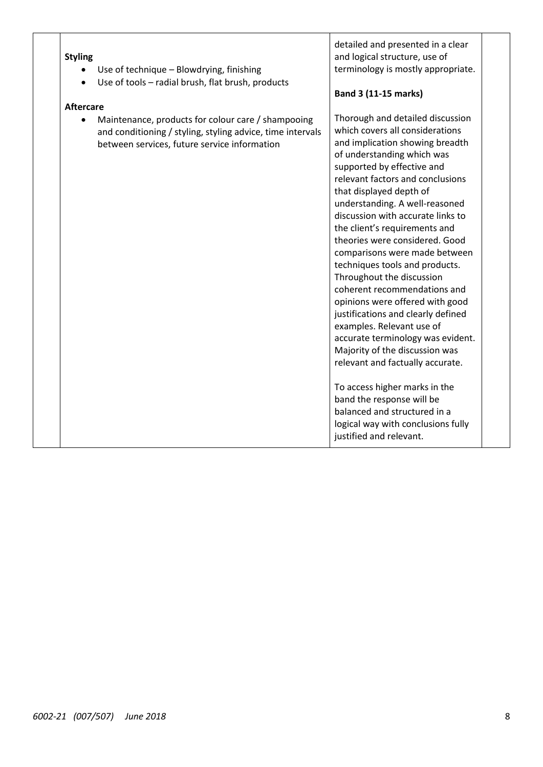| | | | |
|---|---|---|---|
| | **Styling**<br>• Use of technique – Blowdrying, finishing<br>• Use of tools – radial brush, flat brush, products<br><br>**Aftercare**<br>• Maintenance, products for colour care / shampooing and conditioning / styling, styling advice, time intervals between services, future service information | detailed and presented in a clear and logical structure, use of terminology is mostly appropriate.<br><br>**Band 3 (11-15 marks)**<br><br>Thorough and detailed discussion which covers all considerations and implication showing breadth of understanding which was supported by effective and relevant factors and conclusions that displayed depth of understanding. A well-reasoned discussion with accurate links to the client's requirements and theories were considered. Good comparisons were made between techniques tools and products. Throughout the discussion coherent recommendations and opinions were offered with good justifications and clearly defined examples. Relevant use of accurate terminology was evident. Majority of the discussion was relevant and factually accurate.<br><br>To access higher marks in the band the response will be balanced and structured in a logical way with conclusions fully justified and relevant. | |